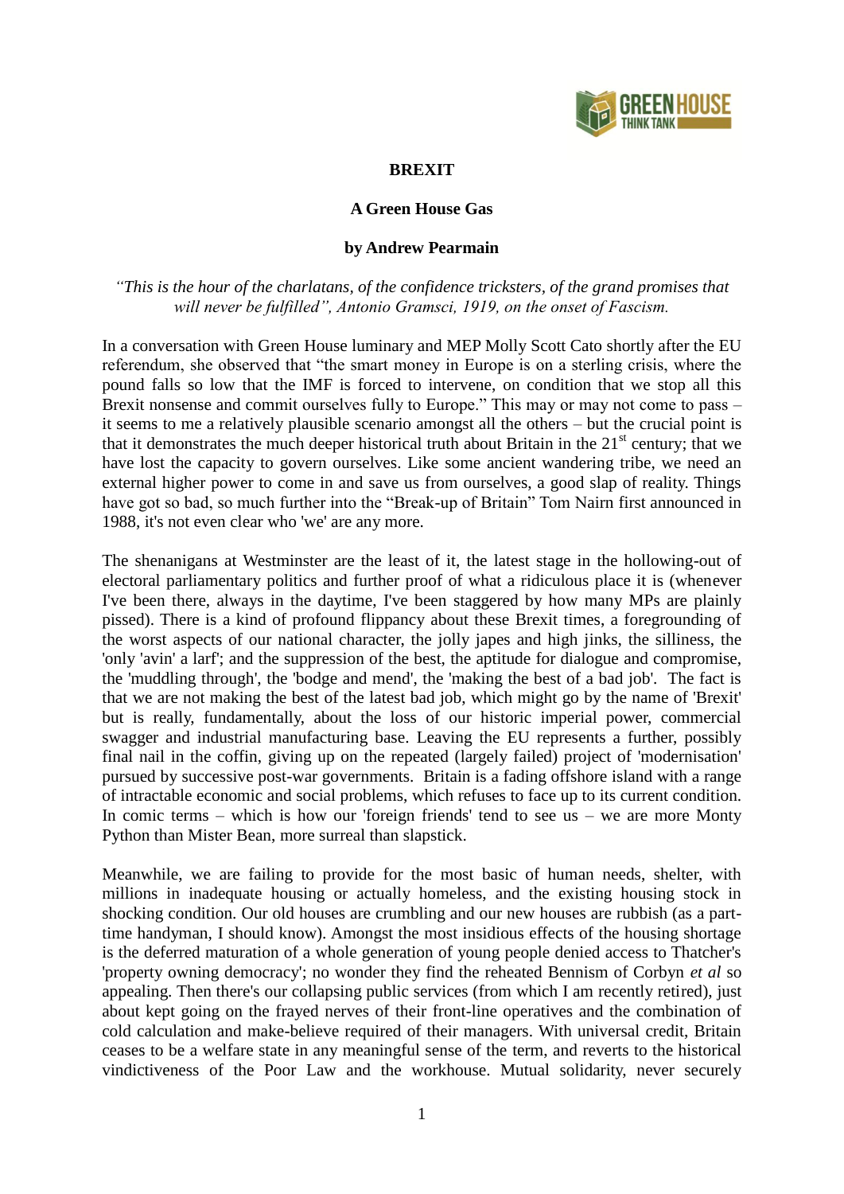# BREXIT

## A Green House Gas

### by Andrew Pearmain

*"This is the hour of the charlatans, of the confidence tricksters, of the grand promises that will never be fulfilled", Antonio Gramsci, 1919, on the onset of Fascism.*

In a conversation with Green House luminary and MEP Molly Scott Cato shortly after the EU referendum, she observed that "the smart money in Europe is on a sterling crisis, where the pound falls so low that the IMF is forced to intervene, on condition that we stop all this Brexit nonsense and commit ourselves fully to Europe." This may or may not come to pass – it seems to me a relatively plausible scenario amongst all the others – but the crucial point is that it demonstrates the much deeper historical truth about Britain in the 21st century; that we have lost the capacity to govern ourselves. Like some ancient wandering tribe, we need an external higher power to come in and save us from ourselves, a good slap of reality. Things have got so bad, so much further into the "Break-up of Britain" Tom Nairn first announced in 1988, it's not even clear who 'we' are any more.

The shenanigans at Westminster are the least of it, the latest stage in the hollowing-out of electoral parliamentary politics and further proof of what a ridiculous place it is (whenever I've been there, always in the daytime, I've been staggered by how many MPs are plainly pissed). There is a kind of profound flippancy about these Brexit times, a foregrounding of the worst aspects of our national character, the jolly japes and high jinks, the silliness, the 'only 'avin' a larf'; and the suppression of the best, the aptitude for dialogue and compromise, the 'muddling through', the 'bodge and mend', the 'making the best of a bad job'. The fact is that we are not making the best of the latest bad job, which might go by the name of 'Brexit' but is really, fundamentally, about the loss of our historic imperial power, commercial swagger and industrial manufacturing base. Leaving the EU represents a further, possibly final nail in the coffin, giving up on the repeated (largely failed) project of 'modernisation' pursued by successive post-war governments. Britain is a fading offshore island with a range of intractable economic and social problems, which refuses to face up to its current condition. In comic terms – which is how our 'foreign friends' tend to see us – we are more Monty Python than Mister Bean, more surreal than slapstick.

Meanwhile, we are failing to provide for the most basic of human needs, shelter, with millions in inadequate housing or actually homeless, and the existing housing stock in shocking condition. Our old houses are crumbling and our new houses are rubbish (as a part-time handyman, I should know). Amongst the most insidious effects of the housing shortage is the deferred maturation of a whole generation of young people denied access to Thatcher's 'property owning democracy'; no wonder they find the reheated Bennism of Corbyn *et al* so appealing. Then there's our collapsing public services (from which I am recently retired), just about kept going on the frayed nerves of their front-line operatives and the combination of cold calculation and make-believe required of their managers. With universal credit, Britain ceases to be a welfare state in any meaningful sense of the term, and reverts to the historical vindictiveness of the Poor Law and the workhouse. Mutual solidarity, never securely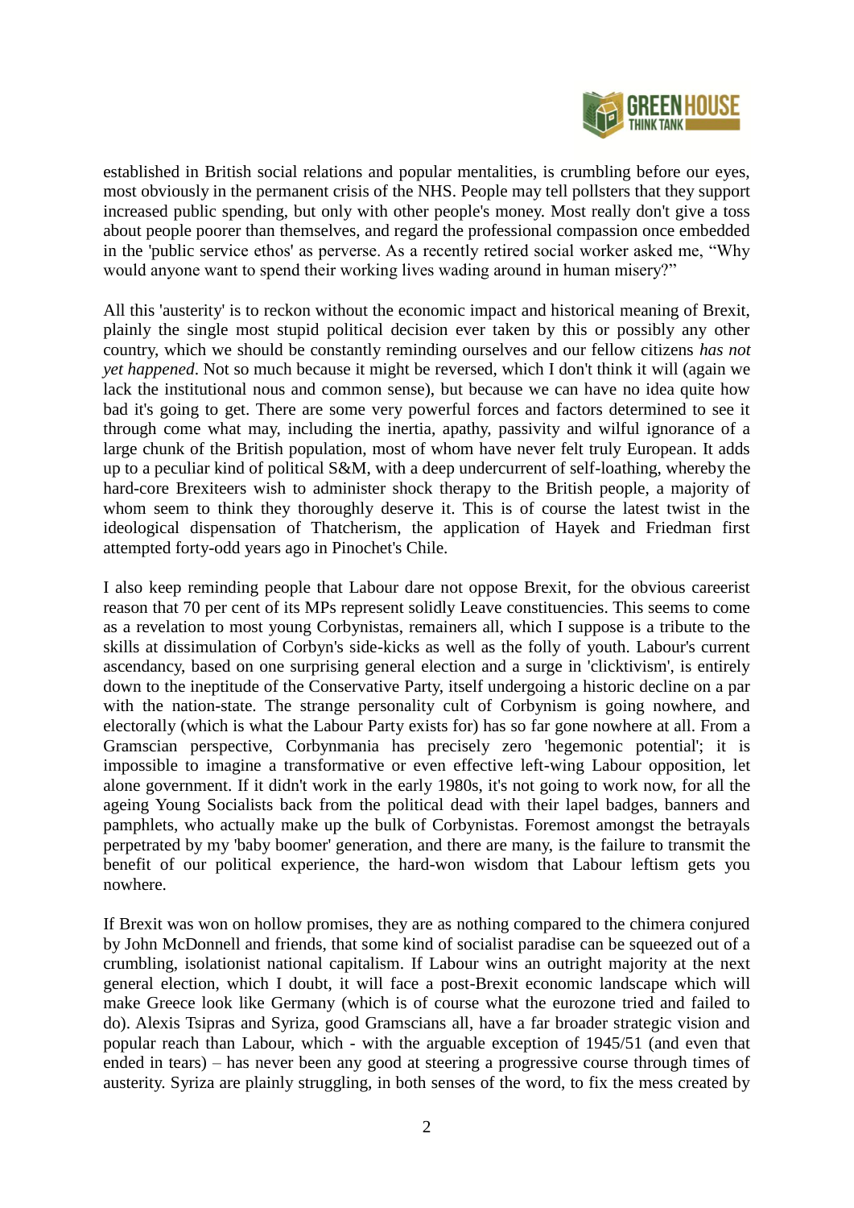established in British social relations and popular mentalities, is crumbling before our eyes, most obviously in the permanent crisis of the NHS. People may tell pollsters that they support increased public spending, but only with other people's money. Most really don't give a toss about people poorer than themselves, and regard the professional compassion once embedded in the 'public service ethos' as perverse. As a recently retired social worker asked me, "Why would anyone want to spend their working lives wading around in human misery?"

All this 'austerity' is to reckon without the economic impact and historical meaning of Brexit, plainly the single most stupid political decision ever taken by this or possibly any other country, which we should be constantly reminding ourselves and our fellow citizens *has not yet happened*. Not so much because it might be reversed, which I don't think it will (again we lack the institutional nous and common sense), but because we can have no idea quite how bad it's going to get. There are some very powerful forces and factors determined to see it through come what may, including the inertia, apathy, passivity and wilful ignorance of a large chunk of the British population, most of whom have never felt truly European. It adds up to a peculiar kind of political S&M, with a deep undercurrent of self-loathing, whereby the hard-core Brexiteers wish to administer shock therapy to the British people, a majority of whom seem to think they thoroughly deserve it. This is of course the latest twist in the ideological dispensation of Thatcherism, the application of Hayek and Friedman first attempted forty-odd years ago in Pinochet's Chile.

I also keep reminding people that Labour dare not oppose Brexit, for the obvious careerist reason that 70 per cent of its MPs represent solidly Leave constituencies. This seems to come as a revelation to most young Corbynistas, remainers all, which I suppose is a tribute to the skills at dissimulation of Corbyn's side-kicks as well as the folly of youth. Labour's current ascendancy, based on one surprising general election and a surge in 'clicktivism', is entirely down to the ineptitude of the Conservative Party, itself undergoing a historic decline on a par with the nation-state. The strange personality cult of Corbynism is going nowhere, and electorally (which is what the Labour Party exists for) has so far gone nowhere at all. From a Gramscian perspective, Corbynmania has precisely zero 'hegemonic potential'; it is impossible to imagine a transformative or even effective left-wing Labour opposition, let alone government. If it didn't work in the early 1980s, it's not going to work now, for all the ageing Young Socialists back from the political dead with their lapel badges, banners and pamphlets, who actually make up the bulk of Corbynistas. Foremost amongst the betrayals perpetrated by my 'baby boomer' generation, and there are many, is the failure to transmit the benefit of our political experience, the hard-won wisdom that Labour leftism gets you nowhere.

If Brexit was won on hollow promises, they are as nothing compared to the chimera conjured by John McDonnell and friends, that some kind of socialist paradise can be squeezed out of a crumbling, isolationist national capitalism. If Labour wins an outright majority at the next general election, which I doubt, it will face a post-Brexit economic landscape which will make Greece look like Germany (which is of course what the eurozone tried and failed to do). Alexis Tsipras and Syriza, good Gramscians all, have a far broader strategic vision and popular reach than Labour, which - with the arguable exception of 1945/51 (and even that ended in tears) – has never been any good at steering a progressive course through times of austerity. Syriza are plainly struggling, in both senses of the word, to fix the mess created by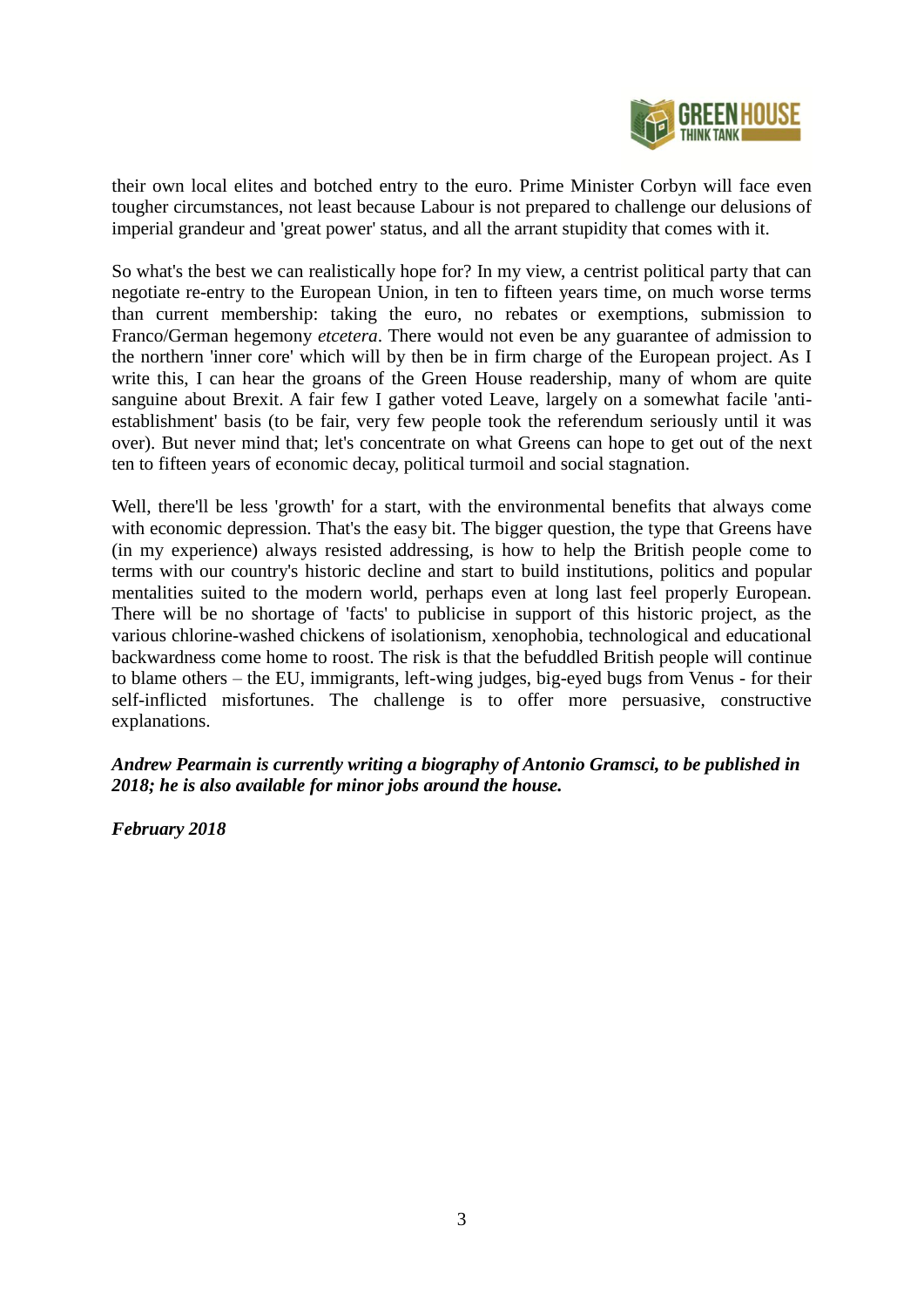their own local elites and botched entry to the euro. Prime Minister Corbyn will face even tougher circumstances, not least because Labour is not prepared to challenge our delusions of imperial grandeur and 'great power' status, and all the arrant stupidity that comes with it.

So what's the best we can realistically hope for? In my view, a centrist political party that can negotiate re-entry to the European Union, in ten to fifteen years time, on much worse terms than current membership: taking the euro, no rebates or exemptions, submission to Franco/German hegemony *etcetera*. There would not even be any guarantee of admission to the northern 'inner core' which will by then be in firm charge of the European project. As I write this, I can hear the groans of the Green House readership, many of whom are quite sanguine about Brexit. A fair few I gather voted Leave, largely on a somewhat facile 'anti-establishment' basis (to be fair, very few people took the referendum seriously until it was over). But never mind that; let's concentrate on what Greens can hope to get out of the next ten to fifteen years of economic decay, political turmoil and social stagnation.

Well, there'll be less 'growth' for a start, with the environmental benefits that always come with economic depression. That's the easy bit. The bigger question, the type that Greens have (in my experience) always resisted addressing, is how to help the British people come to terms with our country's historic decline and start to build institutions, politics and popular mentalities suited to the modern world, perhaps even at long last feel properly European. There will be no shortage of 'facts' to publicise in support of this historic project, as the various chlorine-washed chickens of isolationism, xenophobia, technological and educational backwardness come home to roost. The risk is that the befuddled British people will continue to blame others – the EU, immigrants, left-wing judges, big-eyed bugs from Venus - for their self-inflicted misfortunes. The challenge is to offer more persuasive, constructive explanations.

***Andrew Pearmain is currently writing a biography of Antonio Gramsci, to be published in 2018; he is also available for minor jobs around the house.***

***February 2018***